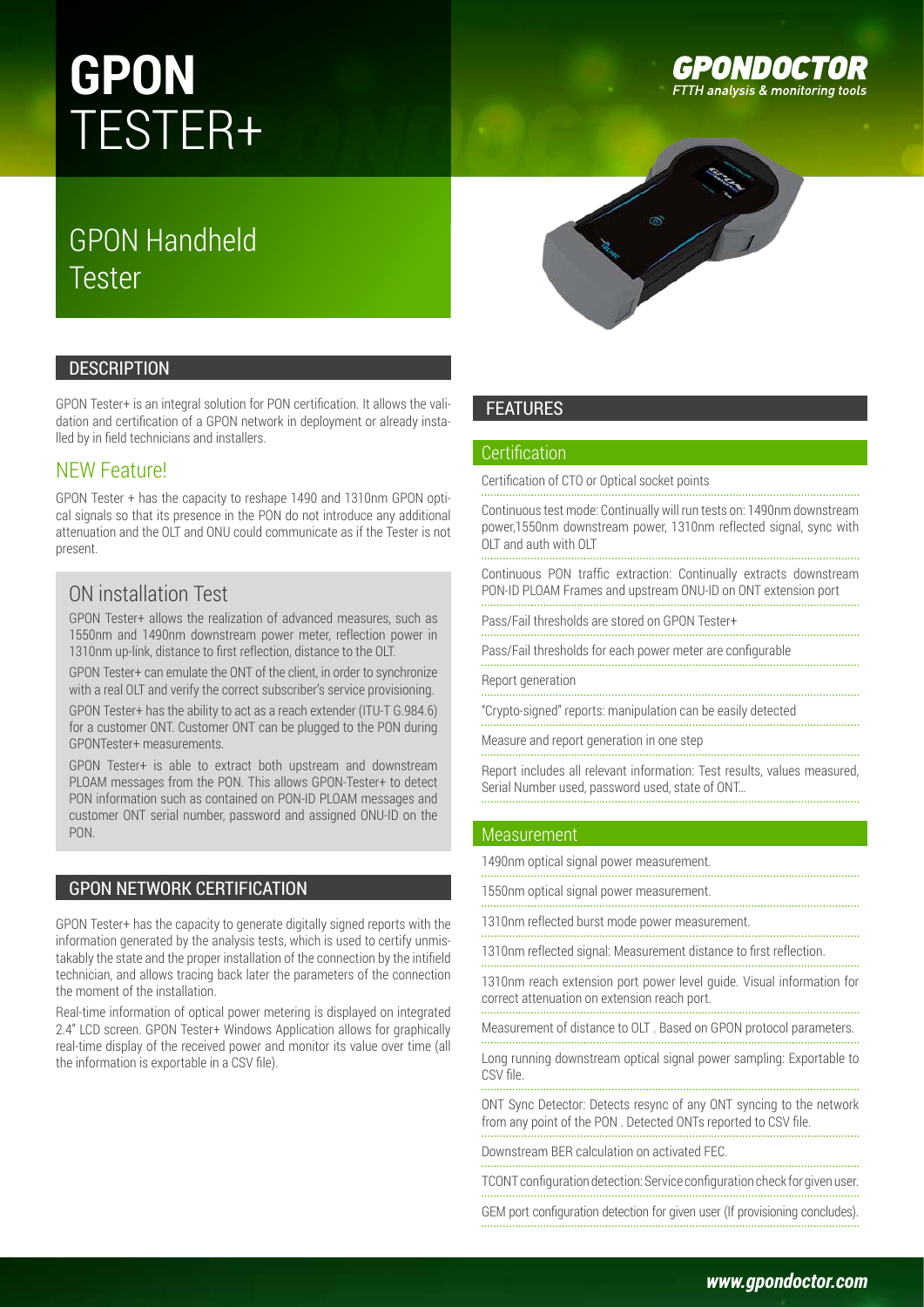# GPON TESTER+

**GPONDOCTOR**
*FTTH analysis & monitoring tools*

## GPON Handheld Tester

## DESCRIPTION

GPON Tester+ is an integral solution for PON certification. It allows the validation and certification of a GPON network in deployment or already installed by in field technicians and installers.

### NEW Feature!

GPON Tester + has the capacity to reshape 1490 and 1310nm GPON optical signals so that its presence in the PON do not introduce any additional attenuation and the OLT and ONU could communicate as if the Tester is not present.

### ON installation Test

GPON Tester+ allows the realization of advanced measures, such as 1550nm and 1490nm downstream power meter, reflection power in 1310nm up-link, distance to first reflection, distance to the OLT.

GPON Tester+ can emulate the ONT of the client, in order to synchronize with a real OLT and verify the correct subscriber's service provisioning.

GPON Tester+ has the ability to act as a reach extender (ITU-T G.984.6) for a customer ONT. Customer ONT can be plugged to the PON during GPONTester+ measurements.

GPON Tester+ is able to extract both upstream and downstream PLOAM messages from the PON. This allows GPON-Tester+ to detect PON information such as contained on PON-ID PLOAM messages and customer ONT serial number, password and assigned ONU-ID on the PON.

## GPON NETWORK CERTIFICATION

GPON Tester+ has the capacity to generate digitally signed reports with the information generated by the analysis tests, which is used to certify unmistakably the state and the proper installation of the connection by the intifield technician, and allows tracing back later the parameters of the connection the moment of the installation.

Real-time information of optical power metering is displayed on integrated 2.4" LCD screen. GPON Tester+ Windows Application allows for graphically real-time display of the received power and monitor its value over time (all the information is exportable in a CSV file).

## FEATURES

### Certification

- Certification of CTO or Optical socket points
- Continuous test mode: Continually will run tests on: 1490nm downstream power,1550nm downstream power, 1310nm reflected signal, sync with OLT and auth with OLT
- Continuous PON traffic extraction: Continually extracts downstream PON-ID PLOAM Frames and upstream ONU-ID on ONT extension port
- Pass/Fail thresholds are stored on GPON Tester+
- Pass/Fail thresholds for each power meter are configurable
- Report generation
- "Crypto-signed" reports: manipulation can be easily detected
- Measure and report generation in one step
- Report includes all relevant information: Test results, values measured, Serial Number used, password used, state of ONT...

### Measurement

- 1490nm optical signal power measurement.
- 1550nm optical signal power measurement.
- 1310nm reflected burst mode power measurement.
- 1310nm reflected signal: Measurement distance to first reflection.
- 1310nm reach extension port power level guide. Visual information for correct attenuation on extension reach port.
- Measurement of distance to OLT . Based on GPON protocol parameters.
- Long running downstream optical signal power sampling: Exportable to CSV file.
- ONT Sync Detector: Detects resync of any ONT syncing to the network from any point of the PON . Detected ONTs reported to CSV file.
- Downstream BER calculation on activated FEC.
- TCONT configuration detection: Service configuration check for given user.
- GEM port configuration detection for given user (If provisioning concludes).

*www.gpondoctor.com*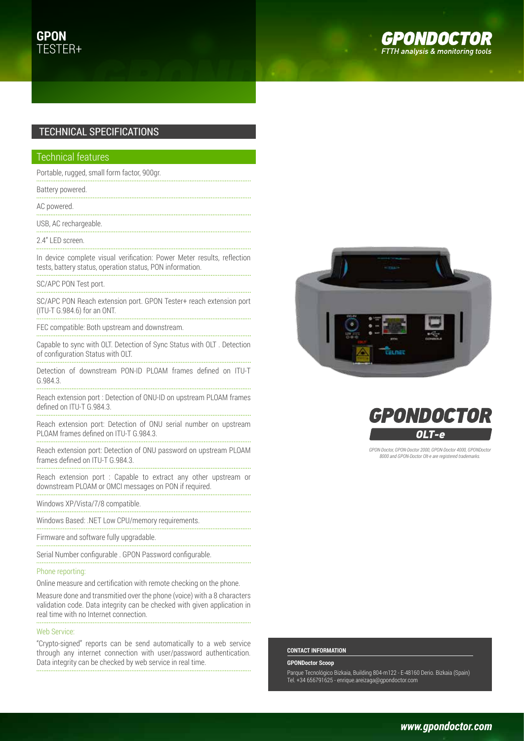GPON
TESTER+

GPONDOCTOR
*FTTH analysis & monitoring tools*

## TECHNICAL SPECIFICATIONS

### Technical features

Portable, rugged, small form factor, 900gr.

Battery powered.

AC powered.

USB, AC rechargeable.

2.4" LED screen.

In device complete visual verification: Power Meter results, reflection tests, battery status, operation status, PON information.

SC/APC PON Test port.

SC/APC PON Reach extension port. GPON Tester+ reach extension port (ITU-T G.984.6) for an ONT.

FEC compatible: Both upstream and downstream.

Capable to sync with OLT. Detection of Sync Status with OLT . Detection of configuration Status with OLT.

Detection of downstream PON-ID PLOAM frames defined on ITU-T G.984.3.

Reach extension port : Detection of ONU-ID on upstream PLOAM frames defined on ITU-T G.984.3.

Reach extension port: Detection of ONU serial number on upstream PLOAM frames defined on ITU-T G.984.3.

Reach extension port: Detection of ONU password on upstream PLOAM frames defined on ITU-T G.984.3.

Reach extension port : Capable to extract any other upstream or downstream PLOAM or OMCI messages on PON if required.

Windows XP/Vista/7/8 compatible.

Windows Based: .NET Low CPU/memory requirements.

Firmware and software fully upgradable.

Serial Number configurable . GPON Password configurable.

Phone reporting:

Online measure and certification with remote checking on the phone.

Measure done and transmitied over the phone (voice) with a 8 characters validation code. Data integrity can be checked with given application in real time with no Internet connection.

Web Service:

"Crypto-signed" reports can be send automatically to a web service through any internet connection with user/password authentication. Data integrity can be checked by web service in real time.

GPONDOCTOR
OLT-e

*GPON-Doctor, GPON-Doctor 2000, GPON-Doctor 4000, GPONDoctor 8000 and GPON-Doctor Olt-e are registered trademarks.*

**CONTACT INFORMATION**

**GPONDoctor Scoop**

Parque Tecnológico Bizkaia, Building 804-m122 - E-48160 Derio. Bizkaia (Spain)
Tel. +34 656791625 - enrique.areizaga@gpondoctor.com

***www.gpondoctor.com***